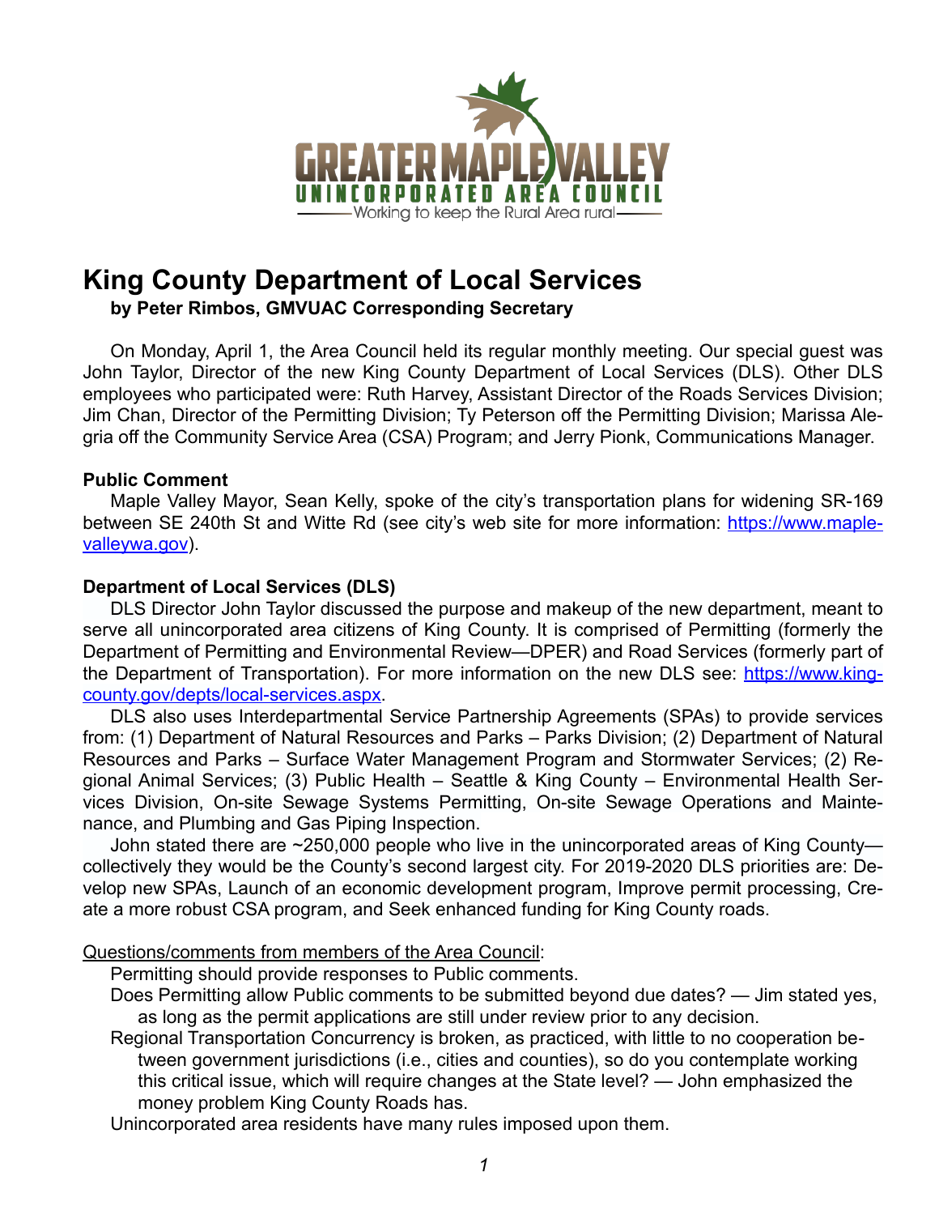GREATER MAPLE VALLEY
UNINCORPORATED AREA COUNCIL
Working to keep the Rural Area rural

# King County Department of Local Services

**by Peter Rimbos, GMVUAC Corresponding Secretary**

On Monday, April 1, the Area Council held its regular monthly meeting. Our special guest was John Taylor, Director of the new King County Department of Local Services (DLS). Other DLS employees who participated were: Ruth Harvey, Assistant Director of the Roads Services Division; Jim Chan, Director of the Permitting Division; Ty Peterson off the Permitting Division; Marissa Alegria off the Community Service Area (CSA) Program; and Jerry Pionk, Communications Manager.

**Public Comment**

Maple Valley Mayor, Sean Kelly, spoke of the city's transportation plans for widening SR-169 between SE 240th St and Witte Rd (see city's web site for more information: https://www.maplevalleywa.gov).

**Department of Local Services (DLS)**

DLS Director John Taylor discussed the purpose and makeup of the new department, meant to serve all unincorporated area citizens of King County. It is comprised of Permitting (formerly the Department of Permitting and Environmental Review—DPER) and Road Services (formerly part of the Department of Transportation). For more information on the new DLS see: https://www.kingcounty.gov/depts/local-services.aspx.

DLS also uses Interdepartmental Service Partnership Agreements (SPAs) to provide services from: (1) Department of Natural Resources and Parks – Parks Division; (2) Department of Natural Resources and Parks – Surface Water Management Program and Stormwater Services; (2) Regional Animal Services; (3) Public Health – Seattle & King County – Environmental Health Services Division, On-site Sewage Systems Permitting, On-site Sewage Operations and Maintenance, and Plumbing and Gas Piping Inspection.

John stated there are ~250,000 people who live in the unincorporated areas of King County—collectively they would be the County's second largest city. For 2019-2020 DLS priorities are: Develop new SPAs, Launch of an economic development program, Improve permit processing, Create a more robust CSA program, and Seek enhanced funding for King County roads.

Questions/comments from members of the Area Council:

Permitting should provide responses to Public comments.

Does Permitting allow Public comments to be submitted beyond due dates? — Jim stated yes, as long as the permit applications are still under review prior to any decision.

Regional Transportation Concurrency is broken, as practiced, with little to no cooperation between government jurisdictions (i.e., cities and counties), so do you contemplate working this critical issue, which will require changes at the State level? — John emphasized the money problem King County Roads has.

Unincorporated area residents have many rules imposed upon them.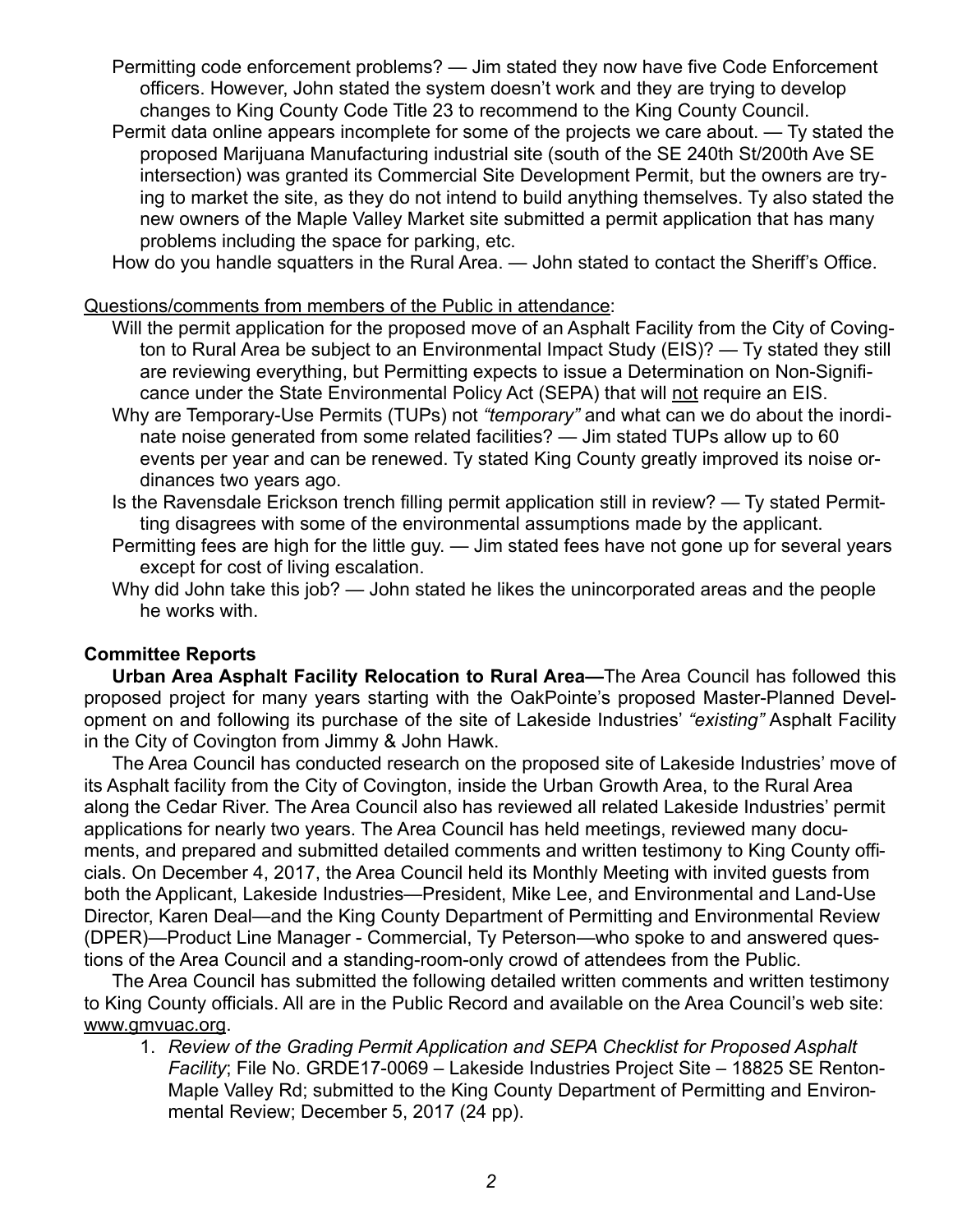Permitting code enforcement problems? — Jim stated they now have five Code Enforcement officers. However, John stated the system doesn't work and they are trying to develop changes to King County Code Title 23 to recommend to the King County Council.

Permit data online appears incomplete for some of the projects we care about. — Ty stated the proposed Marijuana Manufacturing industrial site (south of the SE 240th St/200th Ave SE intersection) was granted its Commercial Site Development Permit, but the owners are trying to market the site, as they do not intend to build anything themselves. Ty also stated the new owners of the Maple Valley Market site submitted a permit application that has many problems including the space for parking, etc.

How do you handle squatters in the Rural Area. — John stated to contact the Sheriff's Office.

Questions/comments from members of the Public in attendance:

Will the permit application for the proposed move of an Asphalt Facility from the City of Covington to Rural Area be subject to an Environmental Impact Study (EIS)? — Ty stated they still are reviewing everything, but Permitting expects to issue a Determination on Non-Significance under the State Environmental Policy Act (SEPA) that will not require an EIS.

Why are Temporary-Use Permits (TUPs) not *"temporary"* and what can we do about the inordinate noise generated from some related facilities? — Jim stated TUPs allow up to 60 events per year and can be renewed. Ty stated King County greatly improved its noise ordinances two years ago.

Is the Ravensdale Erickson trench filling permit application still in review? — Ty stated Permitting disagrees with some of the environmental assumptions made by the applicant.

Permitting fees are high for the little guy. — Jim stated fees have not gone up for several years except for cost of living escalation.

Why did John take this job? — John stated he likes the unincorporated areas and the people he works with.

**Committee Reports**

**Urban Area Asphalt Facility Relocation to Rural Area—**The Area Council has followed this proposed project for many years starting with the OakPointe's proposed Master-Planned Development on and following its purchase of the site of Lakeside Industries' *"existing"* Asphalt Facility in the City of Covington from Jimmy & John Hawk.

The Area Council has conducted research on the proposed site of Lakeside Industries' move of its Asphalt facility from the City of Covington, inside the Urban Growth Area, to the Rural Area along the Cedar River. The Area Council also has reviewed all related Lakeside Industries' permit applications for nearly two years. The Area Council has held meetings, reviewed many documents, and prepared and submitted detailed comments and written testimony to King County officials. On December 4, 2017, the Area Council held its Monthly Meeting with invited guests from both the Applicant, Lakeside Industries—President, Mike Lee, and Environmental and Land-Use Director, Karen Deal—and the King County Department of Permitting and Environmental Review (DPER)—Product Line Manager - Commercial, Ty Peterson—who spoke to and answered questions of the Area Council and a standing-room-only crowd of attendees from the Public.

The Area Council has submitted the following detailed written comments and written testimony to King County officials. All are in the Public Record and available on the Area Council's web site: www.gmvuac.org.

1. *Review of the Grading Permit Application and SEPA Checklist for Proposed Asphalt Facility*; File No. GRDE17-0069 – Lakeside Industries Project Site – 18825 SE Renton-Maple Valley Rd; submitted to the King County Department of Permitting and Environmental Review; December 5, 2017 (24 pp).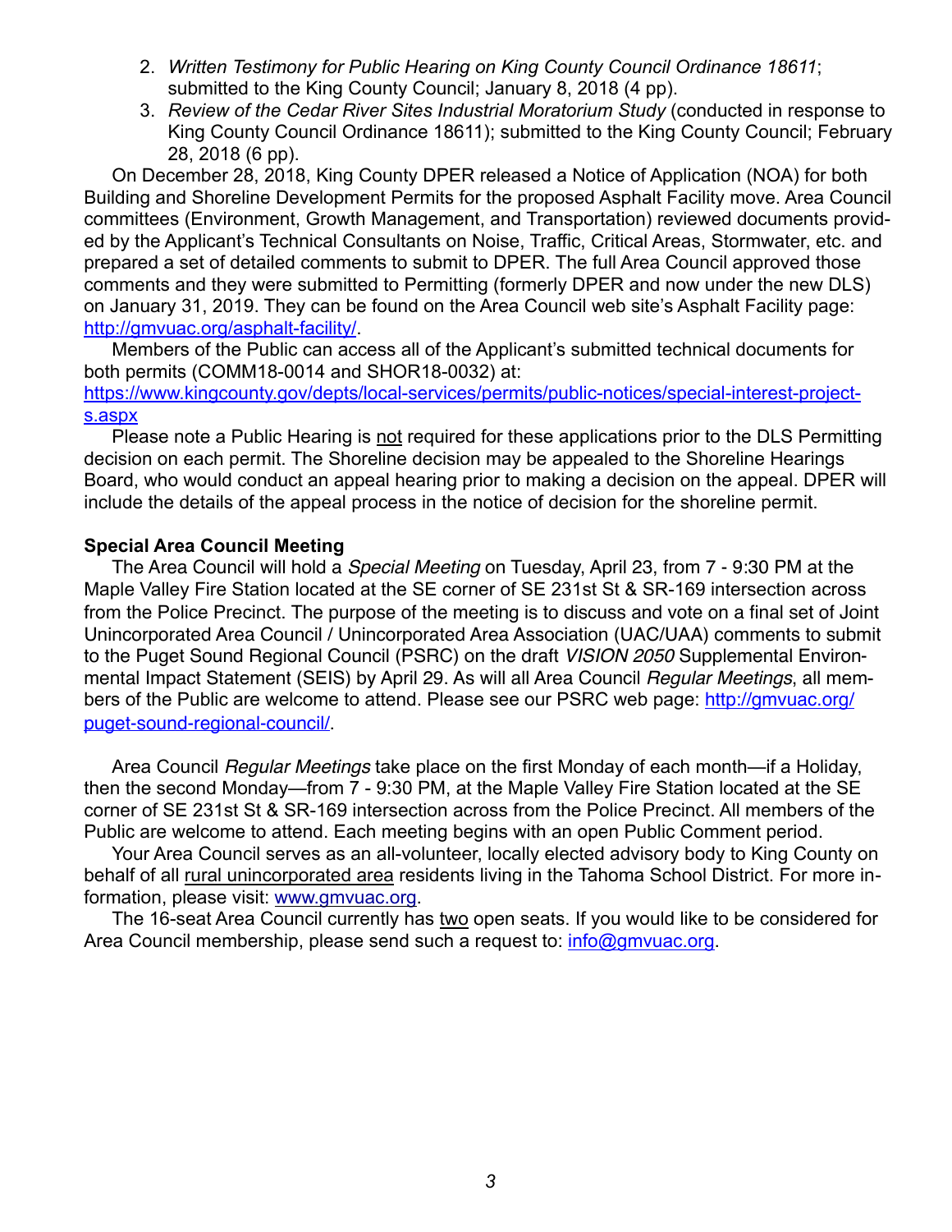2. *Written Testimony for Public Hearing on King County Council Ordinance 18611*; submitted to the King County Council; January 8, 2018 (4 pp).
3. *Review of the Cedar River Sites Industrial Moratorium Study* (conducted in response to King County Council Ordinance 18611); submitted to the King County Council; February 28, 2018 (6 pp).

On December 28, 2018, King County DPER released a Notice of Application (NOA) for both Building and Shoreline Development Permits for the proposed Asphalt Facility move. Area Council committees (Environment, Growth Management, and Transportation) reviewed documents provided by the Applicant's Technical Consultants on Noise, Traffic, Critical Areas, Stormwater, etc. and prepared a set of detailed comments to submit to DPER. The full Area Council approved those comments and they were submitted to Permitting (formerly DPER and now under the new DLS) on January 31, 2019. They can be found on the Area Council web site's Asphalt Facility page: http://gmvuac.org/asphalt-facility/.

Members of the Public can access all of the Applicant's submitted technical documents for both permits (COMM18-0014 and SHOR18-0032) at:
https://www.kingcounty.gov/depts/local-services/permits/public-notices/special-interest-projects.aspx

Please note a Public Hearing is not required for these applications prior to the DLS Permitting decision on each permit. The Shoreline decision may be appealed to the Shoreline Hearings Board, who would conduct an appeal hearing prior to making a decision on the appeal. DPER will include the details of the appeal process in the notice of decision for the shoreline permit.

**Special Area Council Meeting**

The Area Council will hold a *Special Meeting* on Tuesday, April 23, from 7 - 9:30 PM at the Maple Valley Fire Station located at the SE corner of SE 231st St & SR-169 intersection across from the Police Precinct. The purpose of the meeting is to discuss and vote on a final set of Joint Unincorporated Area Council / Unincorporated Area Association (UAC/UAA) comments to submit to the Puget Sound Regional Council (PSRC) on the draft *VISION 2050* Supplemental Environmental Impact Statement (SEIS) by April 29. As will all Area Council *Regular Meetings*, all members of the Public are welcome to attend. Please see our PSRC web page: http://gmvuac.org/puget-sound-regional-council/.

Area Council *Regular Meetings* take place on the first Monday of each month—if a Holiday, then the second Monday—from 7 - 9:30 PM, at the Maple Valley Fire Station located at the SE corner of SE 231st St & SR-169 intersection across from the Police Precinct. All members of the Public are welcome to attend. Each meeting begins with an open Public Comment period.

Your Area Council serves as an all-volunteer, locally elected advisory body to King County on behalf of all rural unincorporated area residents living in the Tahoma School District. For more information, please visit: www.gmvuac.org.

The 16-seat Area Council currently has two open seats. If you would like to be considered for Area Council membership, please send such a request to: info@gmvuac.org.